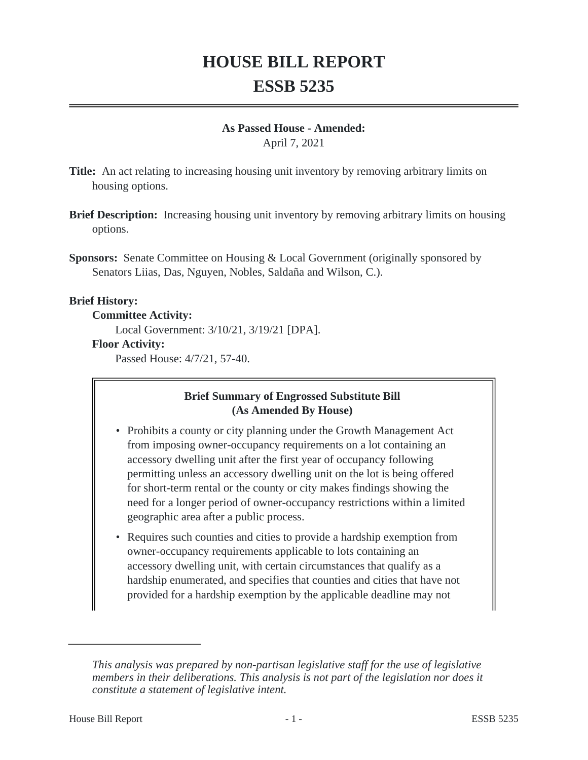# HOUSE BILL REPORT

# ESSB 5235

**As Passed House - Amended:**
April 7, 2021

**Title:** An act relating to increasing housing unit inventory by removing arbitrary limits on housing options.

**Brief Description:** Increasing housing unit inventory by removing arbitrary limits on housing options.

**Sponsors:** Senate Committee on Housing & Local Government (originally sponsored by Senators Liias, Das, Nguyen, Nobles, Saldaña and Wilson, C.).

**Brief History:**

**Committee Activity:**

Local Government: 3/10/21, 3/19/21 [DPA].

**Floor Activity:**

Passed House: 4/7/21, 57-40.

**Brief Summary of Engrossed Substitute Bill (As Amended By House)**

- Prohibits a county or city planning under the Growth Management Act from imposing owner-occupancy requirements on a lot containing an accessory dwelling unit after the first year of occupancy following permitting unless an accessory dwelling unit on the lot is being offered for short-term rental or the county or city makes findings showing the need for a longer period of owner-occupancy restrictions within a limited geographic area after a public process.
- Requires such counties and cities to provide a hardship exemption from owner-occupancy requirements applicable to lots containing an accessory dwelling unit, with certain circumstances that qualify as a hardship enumerated, and specifies that counties and cities that have not provided for a hardship exemption by the applicable deadline may not

*This analysis was prepared by non-partisan legislative staff for the use of legislative members in their deliberations. This analysis is not part of the legislation nor does it constitute a statement of legislative intent.*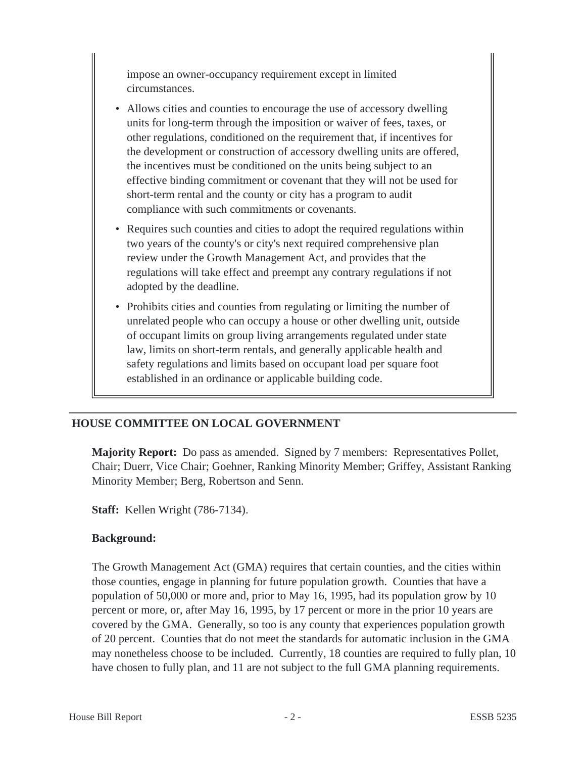impose an owner-occupancy requirement except in limited circumstances.

- Allows cities and counties to encourage the use of accessory dwelling units for long-term through the imposition or waiver of fees, taxes, or other regulations, conditioned on the requirement that, if incentives for the development or construction of accessory dwelling units are offered, the incentives must be conditioned on the units being subject to an effective binding commitment or covenant that they will not be used for short-term rental and the county or city has a program to audit compliance with such commitments or covenants.
- Requires such counties and cities to adopt the required regulations within two years of the county's or city's next required comprehensive plan review under the Growth Management Act, and provides that the regulations will take effect and preempt any contrary regulations if not adopted by the deadline.
- Prohibits cities and counties from regulating or limiting the number of unrelated people who can occupy a house or other dwelling unit, outside of occupant limits on group living arrangements regulated under state law, limits on short-term rentals, and generally applicable health and safety regulations and limits based on occupant load per square foot established in an ordinance or applicable building code.

## HOUSE COMMITTEE ON LOCAL GOVERNMENT

**Majority Report:** Do pass as amended. Signed by 7 members: Representatives Pollet, Chair; Duerr, Vice Chair; Goehner, Ranking Minority Member; Griffey, Assistant Ranking Minority Member; Berg, Robertson and Senn.

**Staff:** Kellen Wright (786-7134).

**Background:**

The Growth Management Act (GMA) requires that certain counties, and the cities within those counties, engage in planning for future population growth. Counties that have a population of 50,000 or more and, prior to May 16, 1995, had its population grow by 10 percent or more, or, after May 16, 1995, by 17 percent or more in the prior 10 years are covered by the GMA. Generally, so too is any county that experiences population growth of 20 percent. Counties that do not meet the standards for automatic inclusion in the GMA may nonetheless choose to be included. Currently, 18 counties are required to fully plan, 10 have chosen to fully plan, and 11 are not subject to the full GMA planning requirements.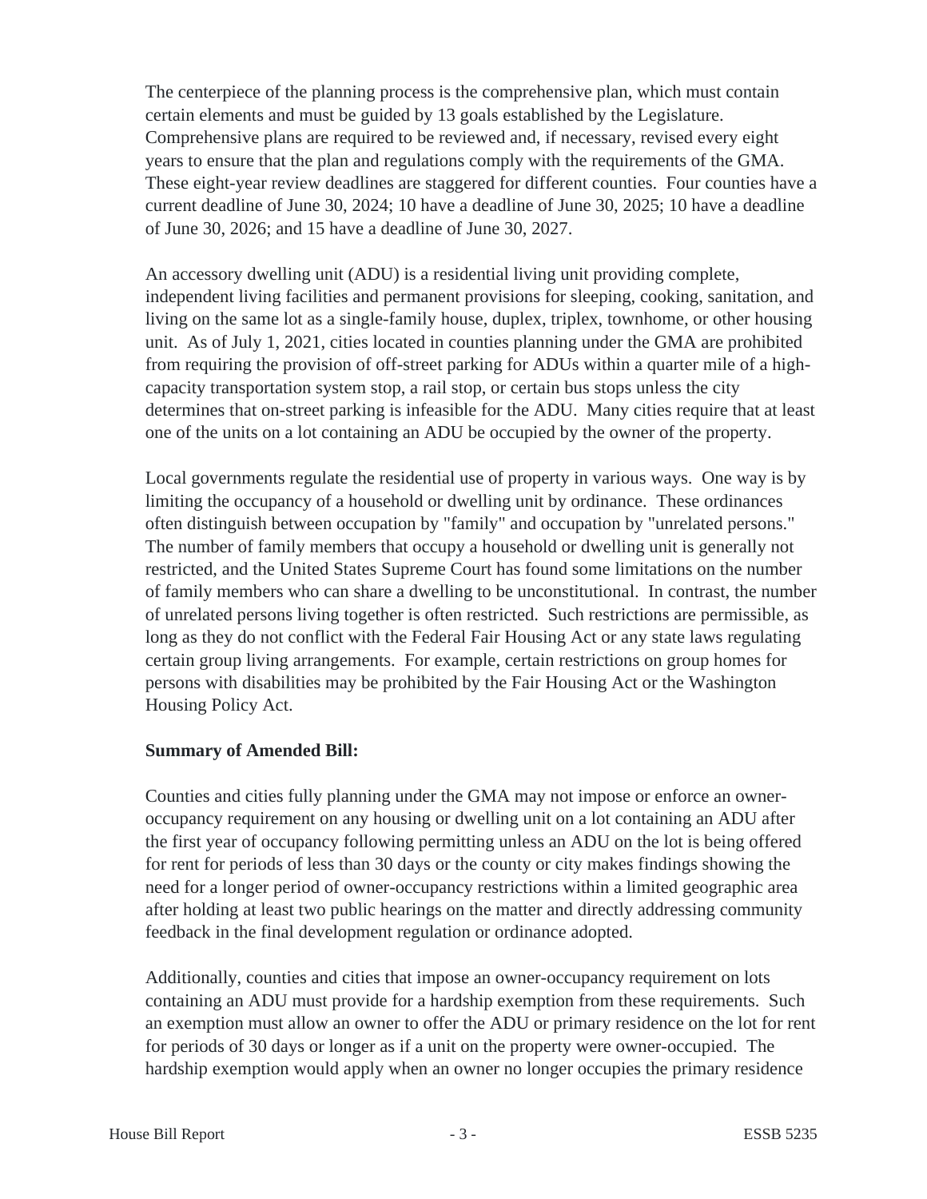The centerpiece of the planning process is the comprehensive plan, which must contain certain elements and must be guided by 13 goals established by the Legislature. Comprehensive plans are required to be reviewed and, if necessary, revised every eight years to ensure that the plan and regulations comply with the requirements of the GMA. These eight-year review deadlines are staggered for different counties. Four counties have a current deadline of June 30, 2024; 10 have a deadline of June 30, 2025; 10 have a deadline of June 30, 2026; and 15 have a deadline of June 30, 2027.

An accessory dwelling unit (ADU) is a residential living unit providing complete, independent living facilities and permanent provisions for sleeping, cooking, sanitation, and living on the same lot as a single-family house, duplex, triplex, townhome, or other housing unit. As of July 1, 2021, cities located in counties planning under the GMA are prohibited from requiring the provision of off-street parking for ADUs within a quarter mile of a high-capacity transportation system stop, a rail stop, or certain bus stops unless the city determines that on-street parking is infeasible for the ADU. Many cities require that at least one of the units on a lot containing an ADU be occupied by the owner of the property.

Local governments regulate the residential use of property in various ways. One way is by limiting the occupancy of a household or dwelling unit by ordinance. These ordinances often distinguish between occupation by "family" and occupation by "unrelated persons." The number of family members that occupy a household or dwelling unit is generally not restricted, and the United States Supreme Court has found some limitations on the number of family members who can share a dwelling to be unconstitutional. In contrast, the number of unrelated persons living together is often restricted. Such restrictions are permissible, as long as they do not conflict with the Federal Fair Housing Act or any state laws regulating certain group living arrangements. For example, certain restrictions on group homes for persons with disabilities may be prohibited by the Fair Housing Act or the Washington Housing Policy Act.

**Summary of Amended Bill:**

Counties and cities fully planning under the GMA may not impose or enforce an owner-occupancy requirement on any housing or dwelling unit on a lot containing an ADU after the first year of occupancy following permitting unless an ADU on the lot is being offered for rent for periods of less than 30 days or the county or city makes findings showing the need for a longer period of owner-occupancy restrictions within a limited geographic area after holding at least two public hearings on the matter and directly addressing community feedback in the final development regulation or ordinance adopted.

Additionally, counties and cities that impose an owner-occupancy requirement on lots containing an ADU must provide for a hardship exemption from these requirements. Such an exemption must allow an owner to offer the ADU or primary residence on the lot for rent for periods of 30 days or longer as if a unit on the property were owner-occupied. The hardship exemption would apply when an owner no longer occupies the primary residence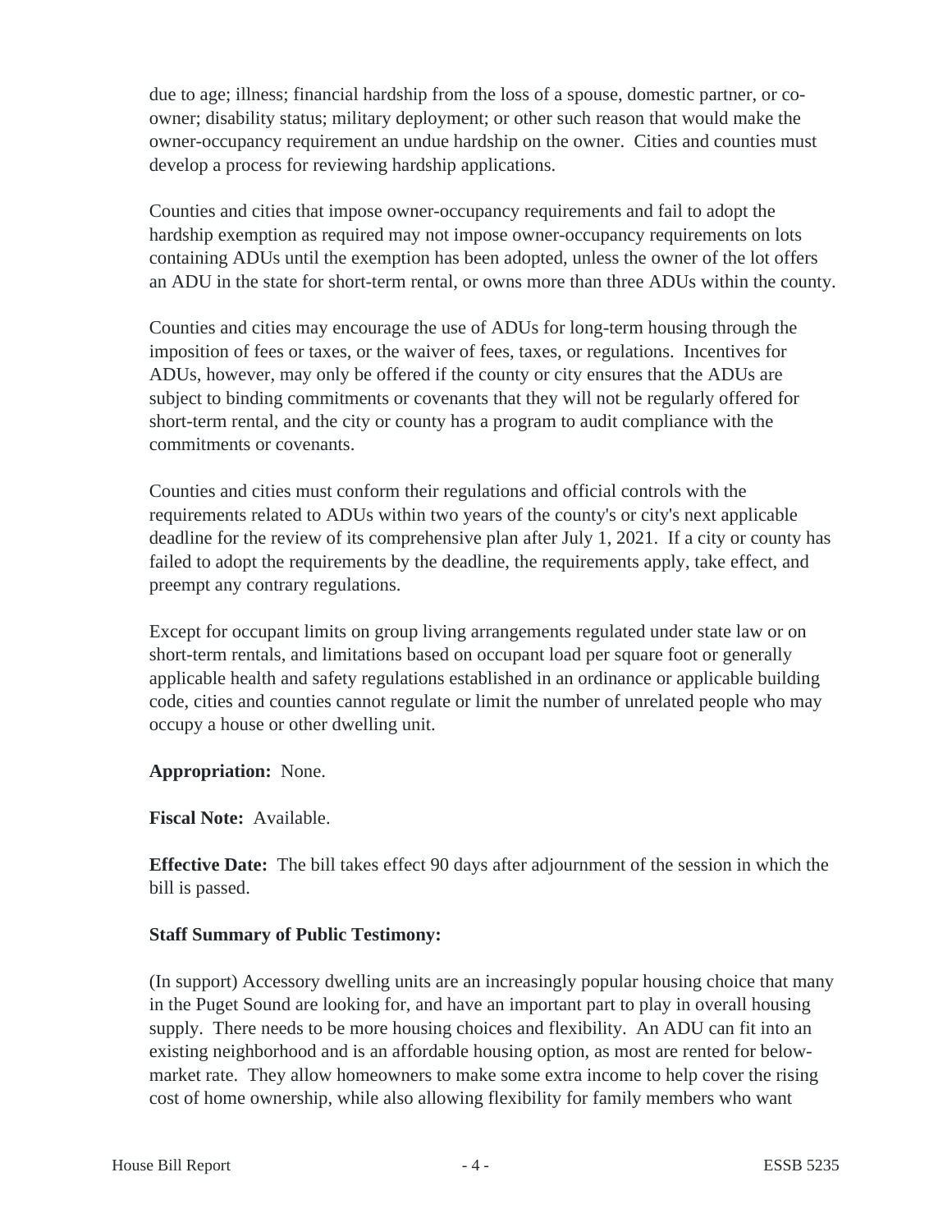due to age; illness; financial hardship from the loss of a spouse, domestic partner, or co-owner; disability status; military deployment; or other such reason that would make the owner-occupancy requirement an undue hardship on the owner. Cities and counties must develop a process for reviewing hardship applications.

Counties and cities that impose owner-occupancy requirements and fail to adopt the hardship exemption as required may not impose owner-occupancy requirements on lots containing ADUs until the exemption has been adopted, unless the owner of the lot offers an ADU in the state for short-term rental, or owns more than three ADUs within the county.

Counties and cities may encourage the use of ADUs for long-term housing through the imposition of fees or taxes, or the waiver of fees, taxes, or regulations. Incentives for ADUs, however, may only be offered if the county or city ensures that the ADUs are subject to binding commitments or covenants that they will not be regularly offered for short-term rental, and the city or county has a program to audit compliance with the commitments or covenants.

Counties and cities must conform their regulations and official controls with the requirements related to ADUs within two years of the county's or city's next applicable deadline for the review of its comprehensive plan after July 1, 2021. If a city or county has failed to adopt the requirements by the deadline, the requirements apply, take effect, and preempt any contrary regulations.

Except for occupant limits on group living arrangements regulated under state law or on short-term rentals, and limitations based on occupant load per square foot or generally applicable health and safety regulations established in an ordinance or applicable building code, cities and counties cannot regulate or limit the number of unrelated people who may occupy a house or other dwelling unit.

**Appropriation:** None.

**Fiscal Note:** Available.

**Effective Date:** The bill takes effect 90 days after adjournment of the session in which the bill is passed.

**Staff Summary of Public Testimony:**

(In support) Accessory dwelling units are an increasingly popular housing choice that many in the Puget Sound are looking for, and have an important part to play in overall housing supply. There needs to be more housing choices and flexibility. An ADU can fit into an existing neighborhood and is an affordable housing option, as most are rented for below-market rate. They allow homeowners to make some extra income to help cover the rising cost of home ownership, while also allowing flexibility for family members who want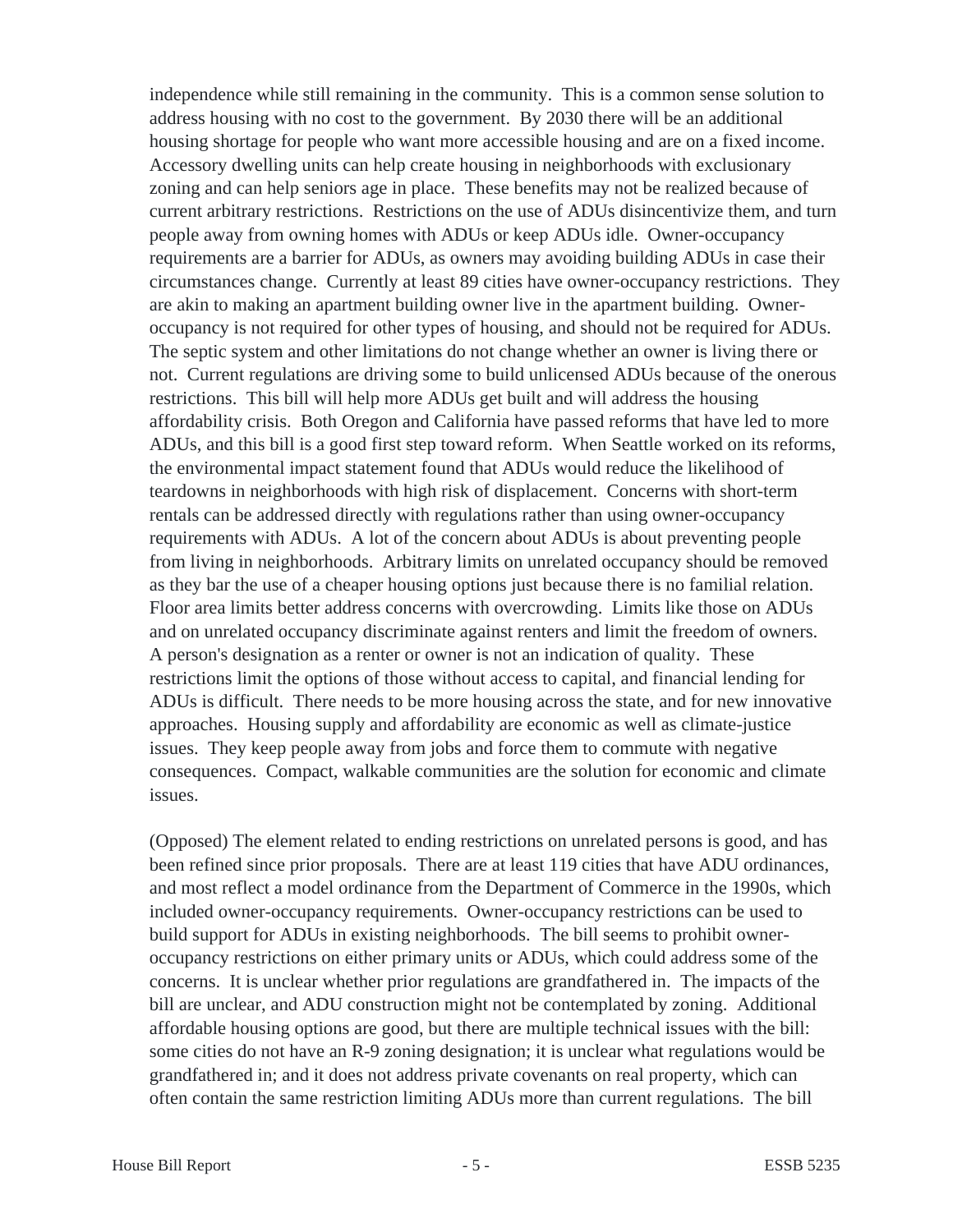independence while still remaining in the community. This is a common sense solution to address housing with no cost to the government. By 2030 there will be an additional housing shortage for people who want more accessible housing and are on a fixed income. Accessory dwelling units can help create housing in neighborhoods with exclusionary zoning and can help seniors age in place. These benefits may not be realized because of current arbitrary restrictions. Restrictions on the use of ADUs disincentivize them, and turn people away from owning homes with ADUs or keep ADUs idle. Owner-occupancy requirements are a barrier for ADUs, as owners may avoiding building ADUs in case their circumstances change. Currently at least 89 cities have owner-occupancy restrictions. They are akin to making an apartment building owner live in the apartment building. Owner-occupancy is not required for other types of housing, and should not be required for ADUs. The septic system and other limitations do not change whether an owner is living there or not. Current regulations are driving some to build unlicensed ADUs because of the onerous restrictions. This bill will help more ADUs get built and will address the housing affordability crisis. Both Oregon and California have passed reforms that have led to more ADUs, and this bill is a good first step toward reform. When Seattle worked on its reforms, the environmental impact statement found that ADUs would reduce the likelihood of teardowns in neighborhoods with high risk of displacement. Concerns with short-term rentals can be addressed directly with regulations rather than using owner-occupancy requirements with ADUs. A lot of the concern about ADUs is about preventing people from living in neighborhoods. Arbitrary limits on unrelated occupancy should be removed as they bar the use of a cheaper housing options just because there is no familial relation. Floor area limits better address concerns with overcrowding. Limits like those on ADUs and on unrelated occupancy discriminate against renters and limit the freedom of owners. A person's designation as a renter or owner is not an indication of quality. These restrictions limit the options of those without access to capital, and financial lending for ADUs is difficult. There needs to be more housing across the state, and for new innovative approaches. Housing supply and affordability are economic as well as climate-justice issues. They keep people away from jobs and force them to commute with negative consequences. Compact, walkable communities are the solution for economic and climate issues.

(Opposed) The element related to ending restrictions on unrelated persons is good, and has been refined since prior proposals. There are at least 119 cities that have ADU ordinances, and most reflect a model ordinance from the Department of Commerce in the 1990s, which included owner-occupancy requirements. Owner-occupancy restrictions can be used to build support for ADUs in existing neighborhoods. The bill seems to prohibit owner-occupancy restrictions on either primary units or ADUs, which could address some of the concerns. It is unclear whether prior regulations are grandfathered in. The impacts of the bill are unclear, and ADU construction might not be contemplated by zoning. Additional affordable housing options are good, but there are multiple technical issues with the bill: some cities do not have an R-9 zoning designation; it is unclear what regulations would be grandfathered in; and it does not address private covenants on real property, which can often contain the same restriction limiting ADUs more than current regulations. The bill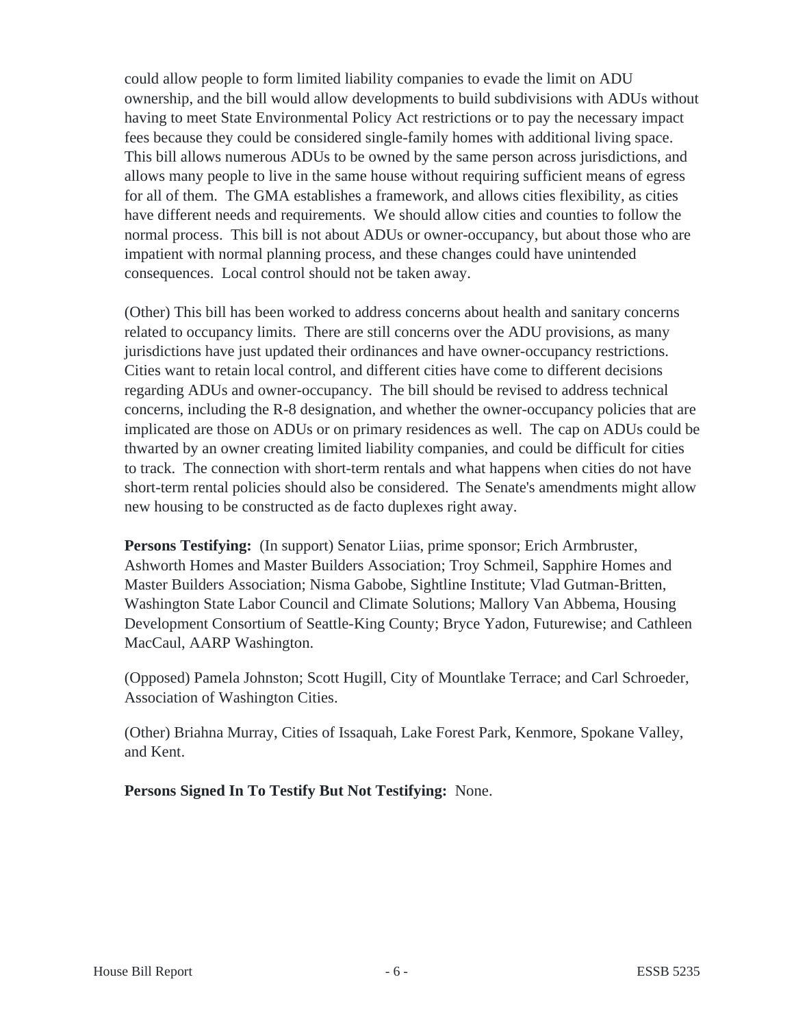could allow people to form limited liability companies to evade the limit on ADU ownership, and the bill would allow developments to build subdivisions with ADUs without having to meet State Environmental Policy Act restrictions or to pay the necessary impact fees because they could be considered single-family homes with additional living space. This bill allows numerous ADUs to be owned by the same person across jurisdictions, and allows many people to live in the same house without requiring sufficient means of egress for all of them. The GMA establishes a framework, and allows cities flexibility, as cities have different needs and requirements. We should allow cities and counties to follow the normal process. This bill is not about ADUs or owner-occupancy, but about those who are impatient with normal planning process, and these changes could have unintended consequences. Local control should not be taken away.

(Other) This bill has been worked to address concerns about health and sanitary concerns related to occupancy limits. There are still concerns over the ADU provisions, as many jurisdictions have just updated their ordinances and have owner-occupancy restrictions. Cities want to retain local control, and different cities have come to different decisions regarding ADUs and owner-occupancy. The bill should be revised to address technical concerns, including the R-8 designation, and whether the owner-occupancy policies that are implicated are those on ADUs or on primary residences as well. The cap on ADUs could be thwarted by an owner creating limited liability companies, and could be difficult for cities to track. The connection with short-term rentals and what happens when cities do not have short-term rental policies should also be considered. The Senate's amendments might allow new housing to be constructed as de facto duplexes right away.

**Persons Testifying:** (In support) Senator Liias, prime sponsor; Erich Armbruster, Ashworth Homes and Master Builders Association; Troy Schmeil, Sapphire Homes and Master Builders Association; Nisma Gabobe, Sightline Institute; Vlad Gutman-Britten, Washington State Labor Council and Climate Solutions; Mallory Van Abbema, Housing Development Consortium of Seattle-King County; Bryce Yadon, Futurewise; and Cathleen MacCaul, AARP Washington.

(Opposed) Pamela Johnston; Scott Hugill, City of Mountlake Terrace; and Carl Schroeder, Association of Washington Cities.

(Other) Briahna Murray, Cities of Issaquah, Lake Forest Park, Kenmore, Spokane Valley, and Kent.

**Persons Signed In To Testify But Not Testifying:** None.